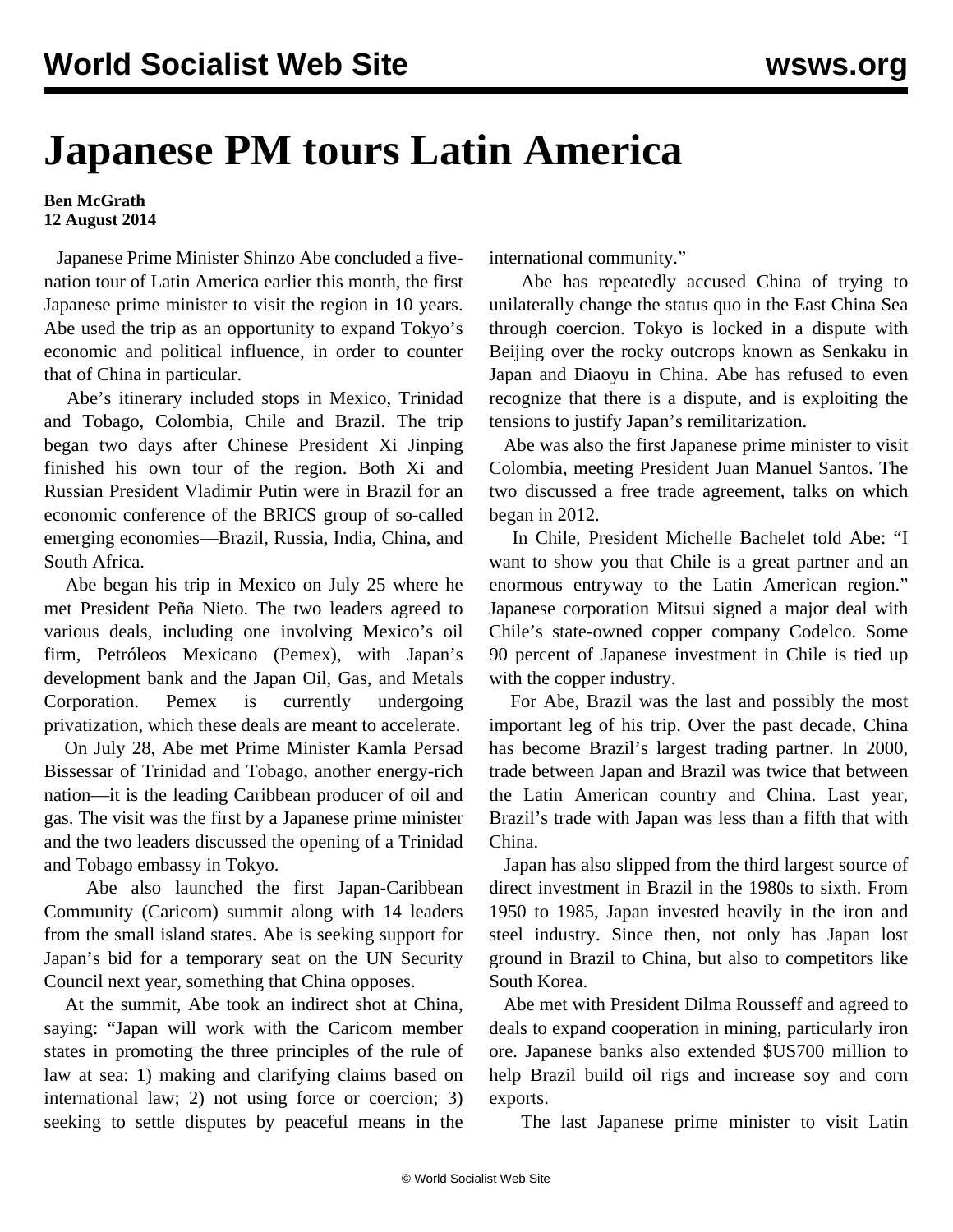# Japanese PM tours Latin America

**Ben McGrath**
**12 August 2014**

Japanese Prime Minister Shinzo Abe concluded a five-nation tour of Latin America earlier this month, the first Japanese prime minister to visit the region in 10 years. Abe used the trip as an opportunity to expand Tokyo's economic and political influence, in order to counter that of China in particular.

Abe's itinerary included stops in Mexico, Trinidad and Tobago, Colombia, Chile and Brazil. The trip began two days after Chinese President Xi Jinping finished his own tour of the region. Both Xi and Russian President Vladimir Putin were in Brazil for an economic conference of the BRICS group of so-called emerging economies—Brazil, Russia, India, China, and South Africa.

Abe began his trip in Mexico on July 25 where he met President Peña Nieto. The two leaders agreed to various deals, including one involving Mexico's oil firm, Petróleos Mexicano (Pemex), with Japan's development bank and the Japan Oil, Gas, and Metals Corporation. Pemex is currently undergoing privatization, which these deals are meant to accelerate.

On July 28, Abe met Prime Minister Kamla Persad Bissessar of Trinidad and Tobago, another energy-rich nation—it is the leading Caribbean producer of oil and gas. The visit was the first by a Japanese prime minister and the two leaders discussed the opening of a Trinidad and Tobago embassy in Tokyo.

Abe also launched the first Japan-Caribbean Community (Caricom) summit along with 14 leaders from the small island states. Abe is seeking support for Japan's bid for a temporary seat on the UN Security Council next year, something that China opposes.

At the summit, Abe took an indirect shot at China, saying: "Japan will work with the Caricom member states in promoting the three principles of the rule of law at sea: 1) making and clarifying claims based on international law; 2) not using force or coercion; 3) seeking to settle disputes by peaceful means in the international community."

Abe has repeatedly accused China of trying to unilaterally change the status quo in the East China Sea through coercion. Tokyo is locked in a dispute with Beijing over the rocky outcrops known as Senkaku in Japan and Diaoyu in China. Abe has refused to even recognize that there is a dispute, and is exploiting the tensions to justify Japan's remilitarization.

Abe was also the first Japanese prime minister to visit Colombia, meeting President Juan Manuel Santos. The two discussed a free trade agreement, talks on which began in 2012.

In Chile, President Michelle Bachelet told Abe: "I want to show you that Chile is a great partner and an enormous entryway to the Latin American region." Japanese corporation Mitsui signed a major deal with Chile's state-owned copper company Codelco. Some 90 percent of Japanese investment in Chile is tied up with the copper industry.

For Abe, Brazil was the last and possibly the most important leg of his trip. Over the past decade, China has become Brazil's largest trading partner. In 2000, trade between Japan and Brazil was twice that between the Latin American country and China. Last year, Brazil's trade with Japan was less than a fifth that with China.

Japan has also slipped from the third largest source of direct investment in Brazil in the 1980s to sixth. From 1950 to 1985, Japan invested heavily in the iron and steel industry. Since then, not only has Japan lost ground in Brazil to China, but also to competitors like South Korea.

Abe met with President Dilma Rousseff and agreed to deals to expand cooperation in mining, particularly iron ore. Japanese banks also extended $US700 million to help Brazil build oil rigs and increase soy and corn exports.

The last Japanese prime minister to visit Latin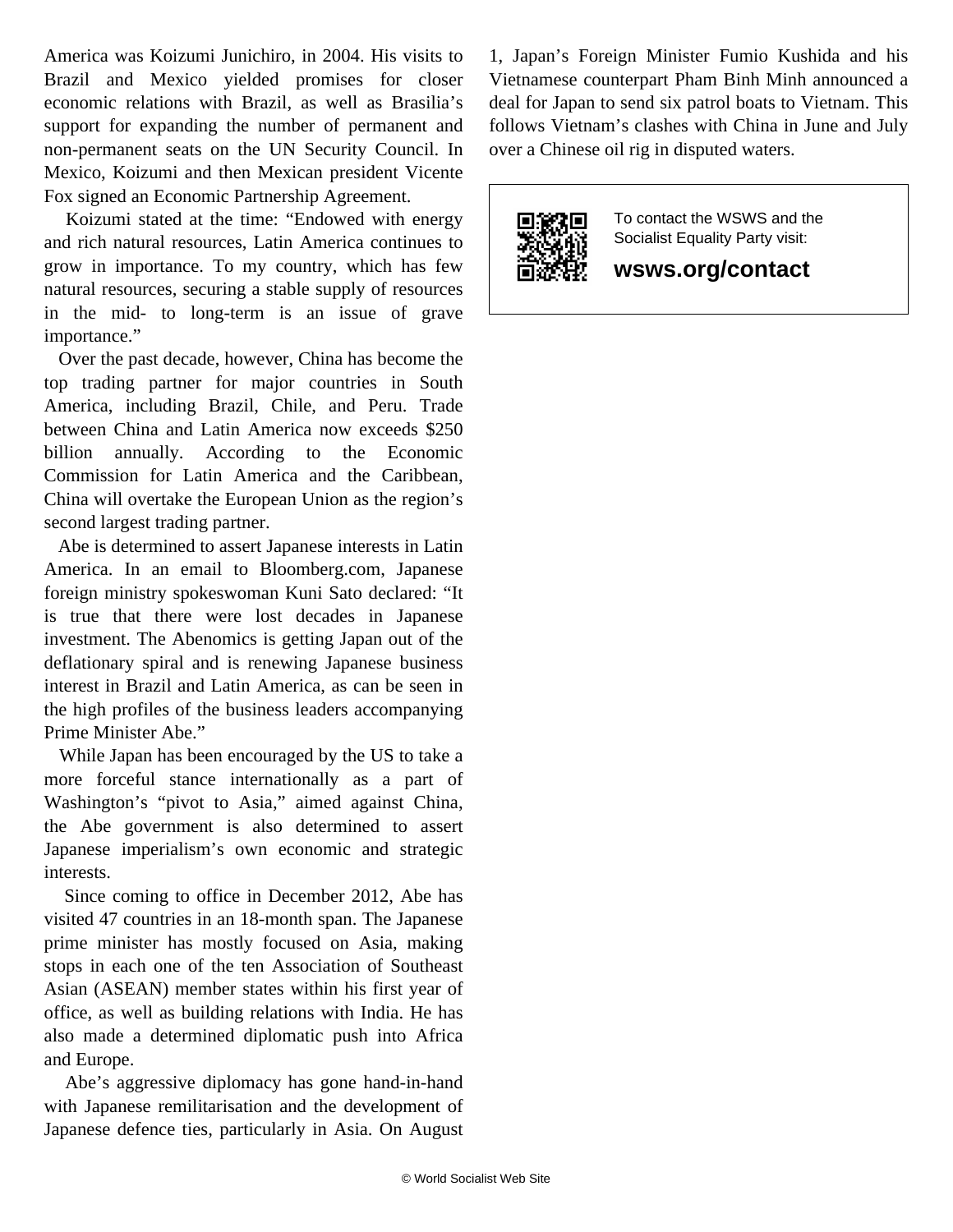America was Koizumi Junichiro, in 2004. His visits to Brazil and Mexico yielded promises for closer economic relations with Brazil, as well as Brasilia's support for expanding the number of permanent and non-permanent seats on the UN Security Council. In Mexico, Koizumi and then Mexican president Vicente Fox signed an Economic Partnership Agreement.

Koizumi stated at the time: "Endowed with energy and rich natural resources, Latin America continues to grow in importance. To my country, which has few natural resources, securing a stable supply of resources in the mid- to long-term is an issue of grave importance."

Over the past decade, however, China has become the top trading partner for major countries in South America, including Brazil, Chile, and Peru. Trade between China and Latin America now exceeds $250 billion annually. According to the Economic Commission for Latin America and the Caribbean, China will overtake the European Union as the region's second largest trading partner.

Abe is determined to assert Japanese interests in Latin America. In an email to Bloomberg.com, Japanese foreign ministry spokeswoman Kuni Sato declared: "It is true that there were lost decades in Japanese investment. The Abenomics is getting Japan out of the deflationary spiral and is renewing Japanese business interest in Brazil and Latin America, as can be seen in the high profiles of the business leaders accompanying Prime Minister Abe."

While Japan has been encouraged by the US to take a more forceful stance internationally as a part of Washington's "pivot to Asia," aimed against China, the Abe government is also determined to assert Japanese imperialism's own economic and strategic interests.

Since coming to office in December 2012, Abe has visited 47 countries in an 18-month span. The Japanese prime minister has mostly focused on Asia, making stops in each one of the ten Association of Southeast Asian (ASEAN) member states within his first year of office, as well as building relations with India. He has also made a determined diplomatic push into Africa and Europe.

Abe's aggressive diplomacy has gone hand-in-hand with Japanese remilitarisation and the development of Japanese defence ties, particularly in Asia. On August 1, Japan's Foreign Minister Fumio Kushida and his Vietnamese counterpart Pham Binh Minh announced a deal for Japan to send six patrol boats to Vietnam. This follows Vietnam's clashes with China in June and July over a Chinese oil rig in disputed waters.

To contact the WSWS and the Socialist Equality Party visit:

**wsws.org/contact**